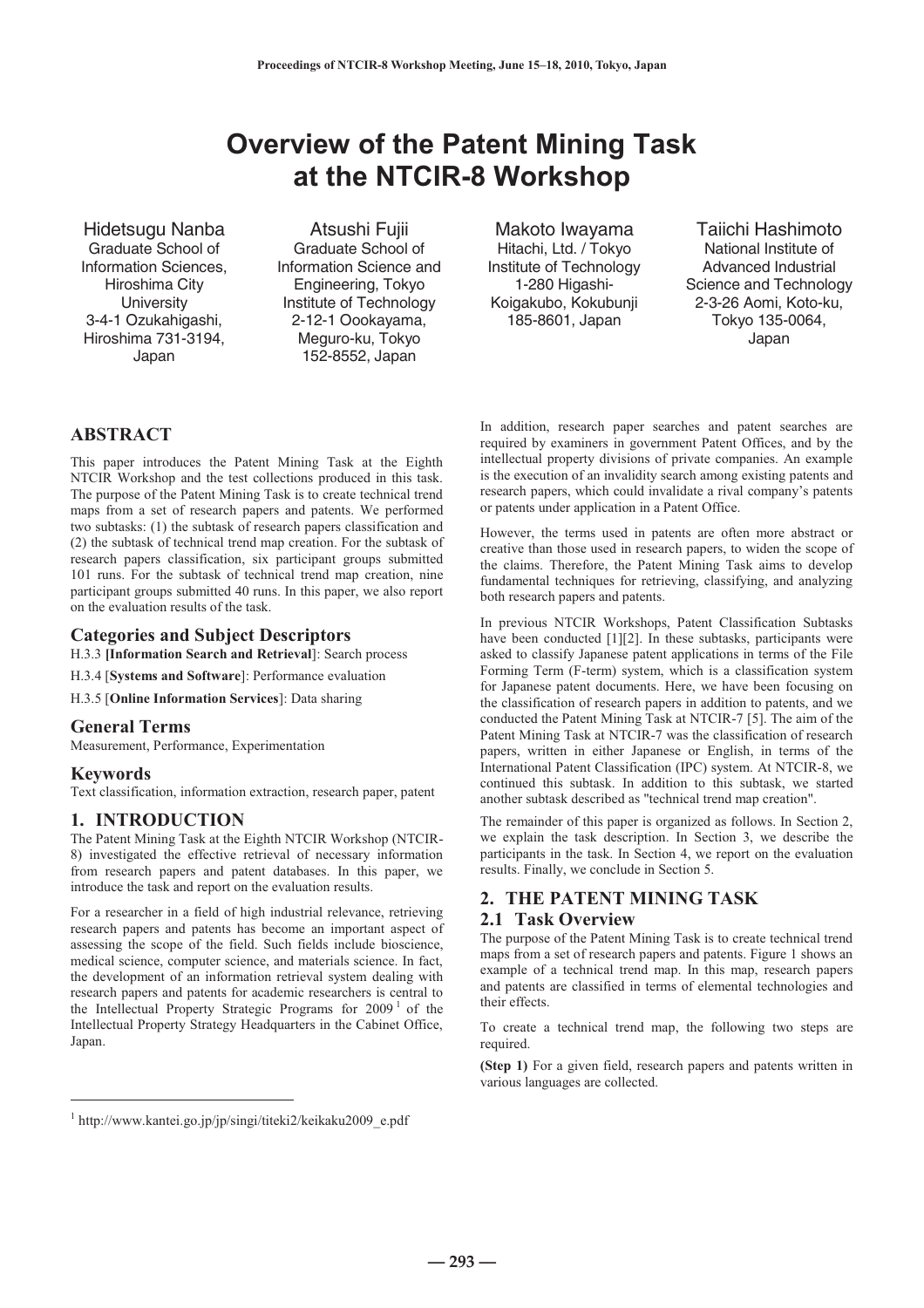# Overview of the Patent Mining Task at the NTCIR-8 Workshop

Hidetsugu Nanba
Graduate School of Information Sciences, Hiroshima City University
3-4-1 Ozukahigashi, Hiroshima 731-3194, Japan

Atsushi Fujii
Graduate School of Information Science and Engineering, Tokyo Institute of Technology
2-12-1 Oookayama, Meguro-ku, Tokyo 152-8552, Japan

Makoto Iwayama
Hitachi, Ltd. / Tokyo Institute of Technology
1-280 Higashi-Koigakubo, Kokubunji 185-8601, Japan

Taiichi Hashimoto
National Institute of Advanced Industrial Science and Technology
2-3-26 Aomi, Koto-ku, Tokyo 135-0064, Japan

## ABSTRACT

This paper introduces the Patent Mining Task at the Eighth NTCIR Workshop and the test collections produced in this task. The purpose of the Patent Mining Task is to create technical trend maps from a set of research papers and patents. We performed two subtasks: (1) the subtask of research papers classification and (2) the subtask of technical trend map creation. For the subtask of research papers classification, six participant groups submitted 101 runs. For the subtask of technical trend map creation, nine participant groups submitted 40 runs. In this paper, we also report on the evaluation results of the task.

### Categories and Subject Descriptors

H.3.3 **[Information Search and Retrieval]**: Search process

H.3.4 [**Systems and Software**]: Performance evaluation

H.3.5 [**Online Information Services**]: Data sharing

### General Terms

Measurement, Performance, Experimentation

### Keywords

Text classification, information extraction, research paper, patent

## 1. INTRODUCTION

The Patent Mining Task at the Eighth NTCIR Workshop (NTCIR-8) investigated the effective retrieval of necessary information from research papers and patent databases. In this paper, we introduce the task and report on the evaluation results.

For a researcher in a field of high industrial relevance, retrieving research papers and patents has become an important aspect of assessing the scope of the field. Such fields include bioscience, medical science, computer science, and materials science. In fact, the development of an information retrieval system dealing with research papers and patents for academic researchers is central to the Intellectual Property Strategic Programs for 2009 [1] of the Intellectual Property Strategy Headquarters in the Cabinet Office, Japan.

In addition, research paper searches and patent searches are required by examiners in government Patent Offices, and by the intellectual property divisions of private companies. An example is the execution of an invalidity search among existing patents and research papers, which could invalidate a rival company's patents or patents under application in a Patent Office.

However, the terms used in patents are often more abstract or creative than those used in research papers, to widen the scope of the claims. Therefore, the Patent Mining Task aims to develop fundamental techniques for retrieving, classifying, and analyzing both research papers and patents.

In previous NTCIR Workshops, Patent Classification Subtasks have been conducted [1][2]. In these subtasks, participants were asked to classify Japanese patent applications in terms of the File Forming Term (F-term) system, which is a classification system for Japanese patent documents. Here, we have been focusing on the classification of research papers in addition to patents, and we conducted the Patent Mining Task at NTCIR-7 [5]. The aim of the Patent Mining Task at NTCIR-7 was the classification of research papers, written in either Japanese or English, in terms of the International Patent Classification (IPC) system. At NTCIR-8, we continued this subtask. In addition to this subtask, we started another subtask described as "technical trend map creation".

The remainder of this paper is organized as follows. In Section 2, we explain the task description. In Section 3, we describe the participants in the task. In Section 4, we report on the evaluation results. Finally, we conclude in Section 5.

## 2. THE PATENT MINING TASK

### 2.1 Task Overview

The purpose of the Patent Mining Task is to create technical trend maps from a set of research papers and patents. Figure 1 shows an example of a technical trend map. In this map, research papers and patents are classified in terms of elemental technologies and their effects.

To create a technical trend map, the following two steps are required.

**(Step 1)** For a given field, research papers and patents written in various languages are collected.

[1] http://www.kantei.go.jp/jp/singi/titeki2/keikaku2009_e.pdf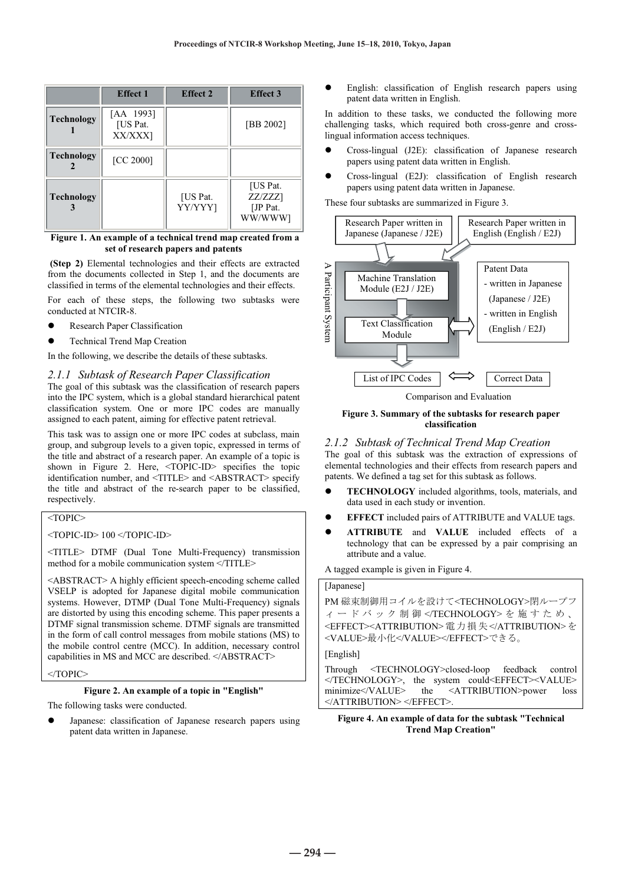| | Effect 1 | Effect 2 | Effect 3 |
|---|---|---|---|
| **Technology 1** | [AA 1993] [US Pat. XX/XXX] | | [BB 2002] |
| **Technology 2** | [CC 2000] | | |
| **Technology 3** | | [US Pat. YY/YYY] | [US Pat. ZZ/ZZZ] [JP Pat. WW/WWW] |

**Figure 1. An example of a technical trend map created from a set of research papers and patents**

**(Step 2)** Elemental technologies and their effects are extracted from the documents collected in Step 1, and the documents are classified in terms of the elemental technologies and their effects.

For each of these steps, the following two subtasks were conducted at NTCIR-8.

- Research Paper Classification
- Technical Trend Map Creation

In the following, we describe the details of these subtasks.

### *2.1.1 Subtask of Research Paper Classification*

The goal of this subtask was the classification of research papers into the IPC system, which is a global standard hierarchical patent classification system. One or more IPC codes are manually assigned to each patent, aiming for effective patent retrieval.

This task was to assign one or more IPC codes at subclass, main group, and subgroup levels to a given topic, expressed in terms of the title and abstract of a research paper. An example of a topic is shown in Figure 2. Here, <TOPIC-ID> specifies the topic identification number, and <TITLE> and <ABSTRACT> specify the title and abstract of the re-search paper to be classified, respectively.

```
<TOPIC>

<TOPIC-ID> 100 </TOPIC-ID>

<TITLE> DTMF (Dual Tone Multi-Frequency) transmission method for a mobile communication system </TITLE>

<ABSTRACT> A highly efficient speech-encoding scheme called VSELP is adopted for Japanese digital mobile communication systems. However, DTMP (Dual Tone Multi-Frequency) signals are distorted by using this encoding scheme. This paper presents a DTMF signal transmission scheme. DTMF signals are transmitted in the form of call control messages from mobile stations (MS) to the mobile control centre (MCC). In addition, necessary control capabilities in MS and MCC are described. </ABSTRACT>

</TOPIC>
```

**Figure 2. An example of a topic in "English"**

The following tasks were conducted.

- Japanese: classification of Japanese research papers using patent data written in Japanese.
- English: classification of English research papers using patent data written in English.

In addition to these tasks, we conducted the following more challenging tasks, which required both cross-genre and cross-lingual information access techniques.

- Cross-lingual (J2E): classification of Japanese research papers using patent data written in English.
- Cross-lingual (E2J): classification of English research papers using patent data written in Japanese.

These four subtasks are summarized in Figure 3.

Research Paper written in Japanese (Japanese / J2E)

Research Paper written in English (English / E2J)

A Participant System

Machine Translation Module (E2J / J2E)

Text Classification Module

Patent Data
- written in Japanese (Japanese / J2E)
- written in English (English / E2J)

List of IPC Codes ⟺ Correct Data

Comparison and Evaluation

**Figure 3. Summary of the subtasks for research paper classification**

### *2.1.2 Subtask of Technical Trend Map Creation*

The goal of this subtask was the extraction of expressions of elemental technologies and their effects from research papers and patents. We defined a tag set for this subtask as follows.

- **TECHNOLOGY** included algorithms, tools, materials, and data used in each study or invention.
- **EFFECT** included pairs of ATTRIBUTE and VALUE tags.
- **ATTRIBUTE** and **VALUE** included effects of a technology that can be expressed by a pair comprising an attribute and a value.

A tagged example is given in Figure 4.

```
[Japanese]

PM 磁束制御用コイルを設けて<TECHNOLOGY>閉ループフィードバック制御</TECHNOLOGY>を施すため、<EFFECT><ATTRIBUTION>電力損失</ATTRIBUTION>を<VALUE>最小化</VALUE></EFFECT>できる。

[English]

Through <TECHNOLOGY>closed-loop feedback control </TECHNOLOGY>, the system could<EFFECT><VALUE> minimize</VALUE> the <ATTRIBUTION>power loss </ATTRIBUTION> </EFFECT>.
```

**Figure 4. An example of data for the subtask "Technical Trend Map Creation"**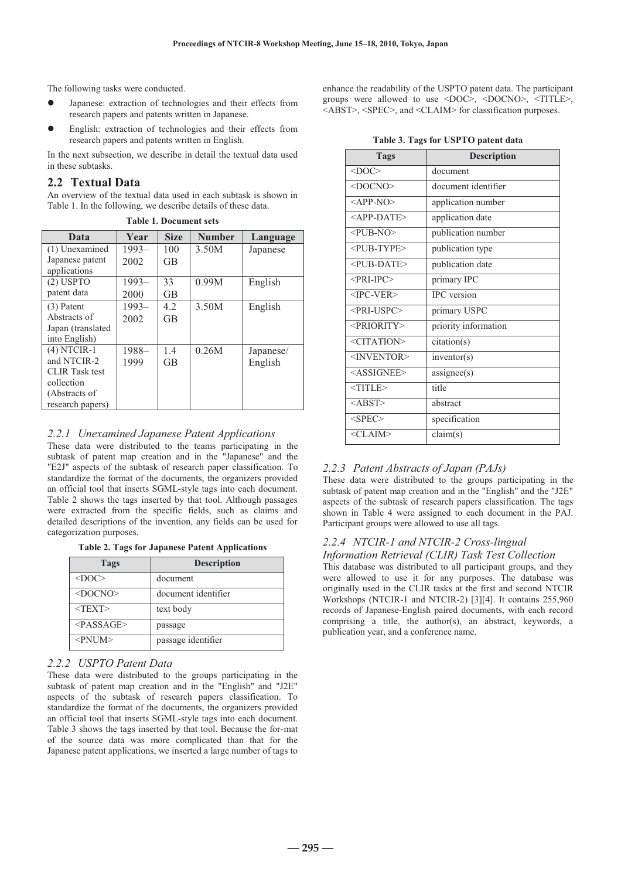The following tasks were conducted.

- Japanese: extraction of technologies and their effects from research papers and patents written in Japanese.
- English: extraction of technologies and their effects from research papers and patents written in English.

In the next subsection, we describe in detail the textual data used in these subtasks.

## 2.2 Textual Data

An overview of the textual data used in each subtask is shown in Table 1. In the following, we describe details of these data.

**Table 1. Document sets**

| Data | Year | Size | Number | Language |
|---|---|---|---|---|
| (1) Unexamined Japanese patent applications | 1993–2002 | 100 GB | 3.50M | Japanese |
| (2) USPTO patent data | 1993–2000 | 33 GB | 0.99M | English |
| (3) Patent Abstracts of Japan (translated into English) | 1993–2002 | 4.2 GB | 3.50M | English |
| (4) NTCIR-1 and NTCIR-2 CLIR Task test collection (Abstracts of research papers) | 1988–1999 | 1.4 GB | 0.26M | Japanese/ English |

### *2.2.1 Unexamined Japanese Patent Applications*

These data were distributed to the teams participating in the subtask of patent map creation and in the "Japanese" and the "E2J" aspects of the subtask of research paper classification. To standardize the format of the documents, the organizers provided an official tool that inserts SGML-style tags into each document. Table 2 shows the tags inserted by that tool. Although passages were extracted from the specific fields, such as claims and detailed descriptions of the invention, any fields can be used for categorization purposes.

**Table 2. Tags for Japanese Patent Applications**

| Tags | Description |
|---|---|
| <DOC> | document |
| <DOCNO> | document identifier |
| <TEXT> | text body |
| <PASSAGE> | passage |
| <PNUM> | passage identifier |

### *2.2.2 USPTO Patent Data*

These data were distributed to the groups participating in the subtask of patent map creation and in the "English" and "J2E" aspects of the subtask of research papers classification. To standardize the format of the documents, the organizers provided an official tool that inserts SGML-style tags into each document. Table 3 shows the tags inserted by that tool. Because the for-mat of the source data was more complicated than that for the Japanese patent applications, we inserted a large number of tags to enhance the readability of the USPTO patent data. The participant groups were allowed to use <DOC>, <DOCNO>, <TITLE>, <ABST>, <SPEC>, and <CLAIM> for classification purposes.

**Table 3. Tags for USPTO patent data**

| Tags | Description |
|---|---|
| <DOC> | document |
| <DOCNO> | document identifier |
| <APP-NO> | application number |
| <APP-DATE> | application date |
| <PUB-NO> | publication number |
| <PUB-TYPE> | publication type |
| <PUB-DATE> | publication date |
| <PRI-IPC> | primary IPC |
| <IPC-VER> | IPC version |
| <PRI-USPC> | primary USPC |
| <PRIORITY> | priority information |
| <CITATION> | citation(s) |
| <INVENTOR> | inventor(s) |
| <ASSIGNEE> | assignee(s) |
| <TITLE> | title |
| <ABST> | abstract |
| <SPEC> | specification |
| <CLAIM> | claim(s) |

### *2.2.3 Patent Abstracts of Japan (PAJs)*

These data were distributed to the groups participating in the subtask of patent map creation and in the "English" and the "J2E" aspects of the subtask of research papers classification. The tags shown in Table 4 were assigned to each document in the PAJ. Participant groups were allowed to use all tags.

### *2.2.4 NTCIR-1 and NTCIR-2 Cross-lingual Information Retrieval (CLIR) Task Test Collection*

This database was distributed to all participant groups, and they were allowed to use it for any purposes. The database was originally used in the CLIR tasks at the first and second NTCIR Workshops (NTCIR-1 and NTCIR-2) [3][4]. It contains 255,960 records of Japanese-English paired documents, with each record comprising a title, the author(s), an abstract, keywords, a publication year, and a conference name.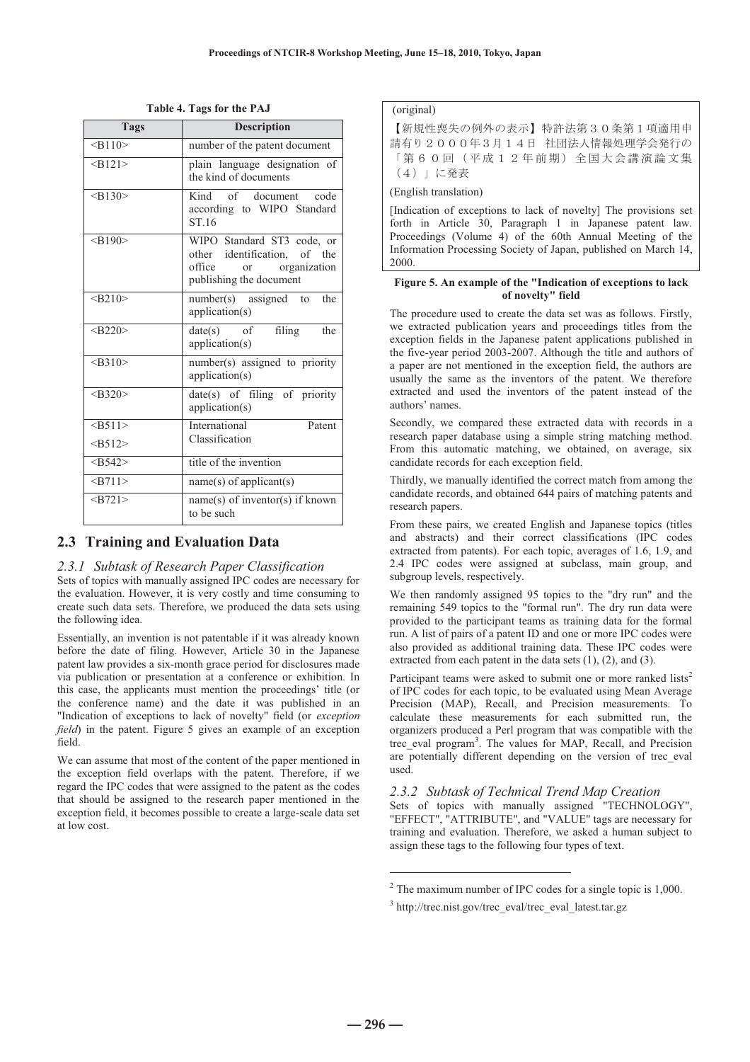**Table 4. Tags for the PAJ**

| Tags | Description |
|---|---|
| <B110> | number of the patent document |
| <B121> | plain language designation of the kind of documents |
| <B130> | Kind of document code according to WIPO Standard ST.16 |
| <B190> | WIPO Standard ST3 code, or other identification, of the office or organization publishing the document |
| <B210> | number(s) assigned to the application(s) |
| <B220> | date(s) of filing the application(s) |
| <B310> | number(s) assigned to priority application(s) |
| <B320> | date(s) of filing of priority application(s) |
| <B511> <B512> | International Patent Classification |
| <B542> | title of the invention |
| <B711> | name(s) of applicant(s) |
| <B721> | name(s) of inventor(s) if known to be such |

## 2.3 Training and Evaluation Data

### *2.3.1 Subtask of Research Paper Classification*

Sets of topics with manually assigned IPC codes are necessary for the evaluation. However, it is very costly and time consuming to create such data sets. Therefore, we produced the data sets using the following idea.

Essentially, an invention is not patentable if it was already known before the date of filing. However, Article 30 in the Japanese patent law provides a six-month grace period for disclosures made via publication or presentation at a conference or exhibition. In this case, the applicants must mention the proceedings' title (or the conference name) and the date it was published in an "Indication of exceptions to lack of novelty" field (or *exception field*) in the patent. Figure 5 gives an example of an exception field.

We can assume that most of the content of the paper mentioned in the exception field overlaps with the patent. Therefore, if we regard the IPC codes that were assigned to the patent as the codes that should be assigned to the research paper mentioned in the exception field, it becomes possible to create a large-scale data set at low cost.

(original)

【新規性喪失の例外の表示】特許法第３０条第１項適用申請有り２０００年３月１４日　社団法人情報処理学会発行の「第６０回（平成１２年前期）全国大会講演論文集（４）」に発表

(English translation)

[Indication of exceptions to lack of novelty] The provisions set forth in Article 30, Paragraph 1 in Japanese patent law. Proceedings (Volume 4) of the 60th Annual Meeting of the Information Processing Society of Japan, published on March 14, 2000.

**Figure 5. An example of the "Indication of exceptions to lack of novelty" field**

The procedure used to create the data set was as follows. Firstly, we extracted publication years and proceedings titles from the exception fields in the Japanese patent applications published in the five-year period 2003-2007. Although the title and authors of a paper are not mentioned in the exception field, the authors are usually the same as the inventors of the patent. We therefore extracted and used the inventors of the patent instead of the authors' names.

Secondly, we compared these extracted data with records in a research paper database using a simple string matching method. From this automatic matching, we obtained, on average, six candidate records for each exception field.

Thirdly, we manually identified the correct match from among the candidate records, and obtained 644 pairs of matching patents and research papers.

From these pairs, we created English and Japanese topics (titles and abstracts) and their correct classifications (IPC codes extracted from patents). For each topic, averages of 1.6, 1.9, and 2.4 IPC codes were assigned at subclass, main group, and subgroup levels, respectively.

We then randomly assigned 95 topics to the "dry run" and the remaining 549 topics to the "formal run". The dry run data were provided to the participant teams as training data for the formal run. A list of pairs of a patent ID and one or more IPC codes were also provided as additional training data. These IPC codes were extracted from each patent in the data sets (1), (2), and (3).

Participant teams were asked to submit one or more ranked lists[2] of IPC codes for each topic, to be evaluated using Mean Average Precision (MAP), Recall, and Precision measurements. To calculate these measurements for each submitted run, the organizers produced a Perl program that was compatible with the trec_eval program[3]. The values for MAP, Recall, and Precision are potentially different depending on the version of trec_eval used.

### *2.3.2 Subtask of Technical Trend Map Creation*

Sets of topics with manually assigned "TECHNOLOGY", "EFFECT", "ATTRIBUTE", and "VALUE" tags are necessary for training and evaluation. Therefore, we asked a human subject to assign these tags to the following four types of text.

---

[2] The maximum number of IPC codes for a single topic is 1,000.

[3] http://trec.nist.gov/trec_eval/trec_eval_latest.tar.gz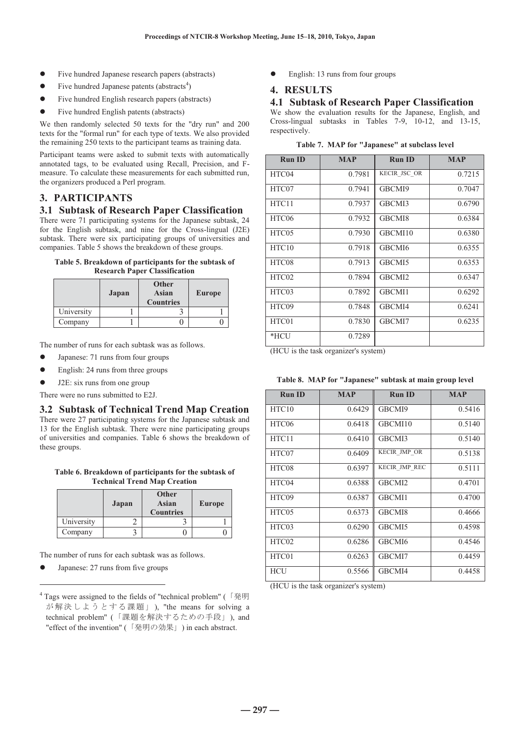- Five hundred Japanese research papers (abstracts)
- Five hundred Japanese patents (abstracts[4])
- Five hundred English research papers (abstracts)
- Five hundred English patents (abstracts)

We then randomly selected 50 texts for the "dry run" and 200 texts for the "formal run" for each type of texts. We also provided the remaining 250 texts to the participant teams as training data.

Participant teams were asked to submit texts with automatically annotated tags, to be evaluated using Recall, Precision, and F-measure. To calculate these measurements for each submitted run, the organizers produced a Perl program.

## 3. PARTICIPANTS

### 3.1 Subtask of Research Paper Classification

There were 71 participating systems for the Japanese subtask, 24 for the English subtask, and nine for the Cross-lingual (J2E) subtask. There were six participating groups of universities and companies. Table 5 shows the breakdown of these groups.

**Table 5. Breakdown of participants for the subtask of Research Paper Classification**

| | Japan | Other Asian Countries | Europe |
|---|---|---|---|
| University | 1 | 3 | 1 |
| Company | 1 | 0 | 0 |

The number of runs for each subtask was as follows.

- Japanese: 71 runs from four groups
- English: 24 runs from three groups
- J2E: six runs from one group

There were no runs submitted to E2J.

### 3.2 Subtask of Technical Trend Map Creation

There were 27 participating systems for the Japanese subtask and 13 for the English subtask. There were nine participating groups of universities and companies. Table 6 shows the breakdown of these groups.

**Table 6. Breakdown of participants for the subtask of Technical Trend Map Creation**

| | Japan | Other Asian Countries | Europe |
|---|---|---|---|
| University | 2 | 3 | 1 |
| Company | 3 | 0 | 0 |

The number of runs for each subtask was as follows.

- Japanese: 27 runs from five groups
- English: 13 runs from four groups

[4] Tags were assigned to the fields of "technical problem" (「発明が解決しようとする課題」), "the means for solving a technical problem" (「課題を解決するための手段」), and "effect of the invention" (「発明の効果」) in each abstract.

## 4. RESULTS

### 4.1 Subtask of Research Paper Classification

We show the evaluation results for the Japanese, English, and Cross-lingual subtasks in Tables 7-9, 10-12, and 13-15, respectively.

**Table 7. MAP for "Japanese" at subclass level**

| Run ID | MAP | Run ID | MAP |
|---|---|---|---|
| HTC04 | 0.7981 | KECIR_JSC_OR | 0.7215 |
| HTC07 | 0.7941 | GBCMI9 | 0.7047 |
| HTC11 | 0.7937 | GBCMI3 | 0.6790 |
| HTC06 | 0.7932 | GBCMI8 | 0.6384 |
| HTC05 | 0.7930 | GBCMI10 | 0.6380 |
| HTC10 | 0.7918 | GBCMI6 | 0.6355 |
| HTC08 | 0.7913 | GBCMI5 | 0.6353 |
| HTC02 | 0.7894 | GBCMI2 | 0.6347 |
| HTC03 | 0.7892 | GBCMI1 | 0.6292 |
| HTC09 | 0.7848 | GBCMI4 | 0.6241 |
| HTC01 | 0.7830 | GBCMI7 | 0.6235 |
| *HCU | 0.7289 | | |

(HCU is the task organizer's system)

**Table 8. MAP for "Japanese" subtask at main group level**

| Run ID | MAP | Run ID | MAP |
|---|---|---|---|
| HTC10 | 0.6429 | GBCMI9 | 0.5416 |
| HTC06 | 0.6418 | GBCMI10 | 0.5140 |
| HTC11 | 0.6410 | GBCMI3 | 0.5140 |
| HTC07 | 0.6409 | KECIR_JMP_OR | 0.5138 |
| HTC08 | 0.6397 | KECIR_JMP_REC | 0.5111 |
| HTC04 | 0.6388 | GBCMI2 | 0.4701 |
| HTC09 | 0.6387 | GBCMI1 | 0.4700 |
| HTC05 | 0.6373 | GBCMI8 | 0.4666 |
| HTC03 | 0.6290 | GBCMI5 | 0.4598 |
| HTC02 | 0.6286 | GBCMI6 | 0.4546 |
| HTC01 | 0.6263 | GBCMI7 | 0.4459 |
| HCU | 0.5566 | GBCMI4 | 0.4458 |

(HCU is the task organizer's system)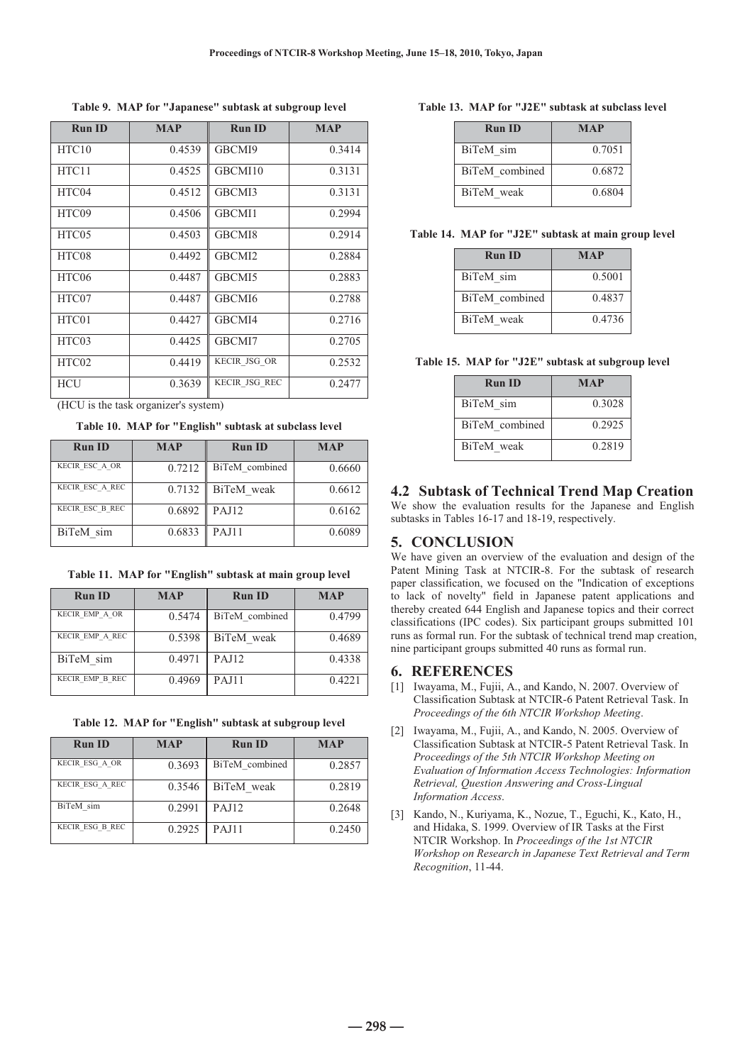**Table 9. MAP for "Japanese" subtask at subgroup level**

| Run ID | MAP | Run ID | MAP |
|---|---|---|---|
| HTC10 | 0.4539 | GBCMI9 | 0.3414 |
| HTC11 | 0.4525 | GBCMI10 | 0.3131 |
| HTC04 | 0.4512 | GBCMI3 | 0.3131 |
| HTC09 | 0.4506 | GBCMI1 | 0.2994 |
| HTC05 | 0.4503 | GBCMI8 | 0.2914 |
| HTC08 | 0.4492 | GBCMI2 | 0.2884 |
| HTC06 | 0.4487 | GBCMI5 | 0.2883 |
| HTC07 | 0.4487 | GBCMI6 | 0.2788 |
| HTC01 | 0.4427 | GBCMI4 | 0.2716 |
| HTC03 | 0.4425 | GBCMI7 | 0.2705 |
| HTC02 | 0.4419 | KECIR_JSG_OR | 0.2532 |
| HCU | 0.3639 | KECIR_JSG_REC | 0.2477 |

(HCU is the task organizer's system)

**Table 10. MAP for "English" subtask at subclass level**

| Run ID | MAP | Run ID | MAP |
|---|---|---|---|
| KECIR_ESC_A_OR | 0.7212 | BiTeM_combined | 0.6660 |
| KECIR_ESC_A_REC | 0.7132 | BiTeM_weak | 0.6612 |
| KECIR_ESC_B_REC | 0.6892 | PAJ12 | 0.6162 |
| BiTeM_sim | 0.6833 | PAJ11 | 0.6089 |

**Table 11. MAP for "English" subtask at main group level**

| Run ID | MAP | Run ID | MAP |
|---|---|---|---|
| KECIR_EMP_A_OR | 0.5474 | BiTeM_combined | 0.4799 |
| KECIR_EMP_A_REC | 0.5398 | BiTeM_weak | 0.4689 |
| BiTeM_sim | 0.4971 | PAJ12 | 0.4338 |
| KECIR_EMP_B_REC | 0.4969 | PAJ11 | 0.4221 |

**Table 12. MAP for "English" subtask at subgroup level**

| Run ID | MAP | Run ID | MAP |
|---|---|---|---|
| KECIR_ESG_A_OR | 0.3693 | BiTeM_combined | 0.2857 |
| KECIR_ESG_A_REC | 0.3546 | BiTeM_weak | 0.2819 |
| BiTeM_sim | 0.2991 | PAJ12 | 0.2648 |
| KECIR_ESG_B_REC | 0.2925 | PAJ11 | 0.2450 |

**Table 13. MAP for "J2E" subtask at subclass level**

| Run ID | MAP |
|---|---|
| BiTeM_sim | 0.7051 |
| BiTeM_combined | 0.6872 |
| BiTeM_weak | 0.6804 |

**Table 14. MAP for "J2E" subtask at main group level**

| Run ID | MAP |
|---|---|
| BiTeM_sim | 0.5001 |
| BiTeM_combined | 0.4837 |
| BiTeM_weak | 0.4736 |

**Table 15. MAP for "J2E" subtask at subgroup level**

| Run ID | MAP |
|---|---|
| BiTeM_sim | 0.3028 |
| BiTeM_combined | 0.2925 |
| BiTeM_weak | 0.2819 |

## 4.2 Subtask of Technical Trend Map Creation

We show the evaluation results for the Japanese and English subtasks in Tables 16-17 and 18-19, respectively.

# 5. CONCLUSION

We have given an overview of the evaluation and design of the Patent Mining Task at NTCIR-8. For the subtask of research paper classification, we focused on the "Indication of exceptions to lack of novelty" field in Japanese patent applications and thereby created 644 English and Japanese topics and their correct classifications (IPC codes). Six participant groups submitted 101 runs as formal run. For the subtask of technical trend map creation, nine participant groups submitted 40 runs as formal run.

# 6. REFERENCES

[1] Iwayama, M., Fujii, A., and Kando, N. 2007. Overview of Classification Subtask at NTCIR-6 Patent Retrieval Task. In *Proceedings of the 6th NTCIR Workshop Meeting*.

[2] Iwayama, M., Fujii, A., and Kando, N. 2005. Overview of Classification Subtask at NTCIR-5 Patent Retrieval Task. In *Proceedings of the 5th NTCIR Workshop Meeting on Evaluation of Information Access Technologies: Information Retrieval, Question Answering and Cross-Lingual Information Access.*

[3] Kando, N., Kuriyama, K., Nozue, T., Eguchi, K., Kato, H., and Hidaka, S. 1999. Overview of IR Tasks at the First NTCIR Workshop. In *Proceedings of the 1st NTCIR Workshop on Research in Japanese Text Retrieval and Term Recognition*, 11-44.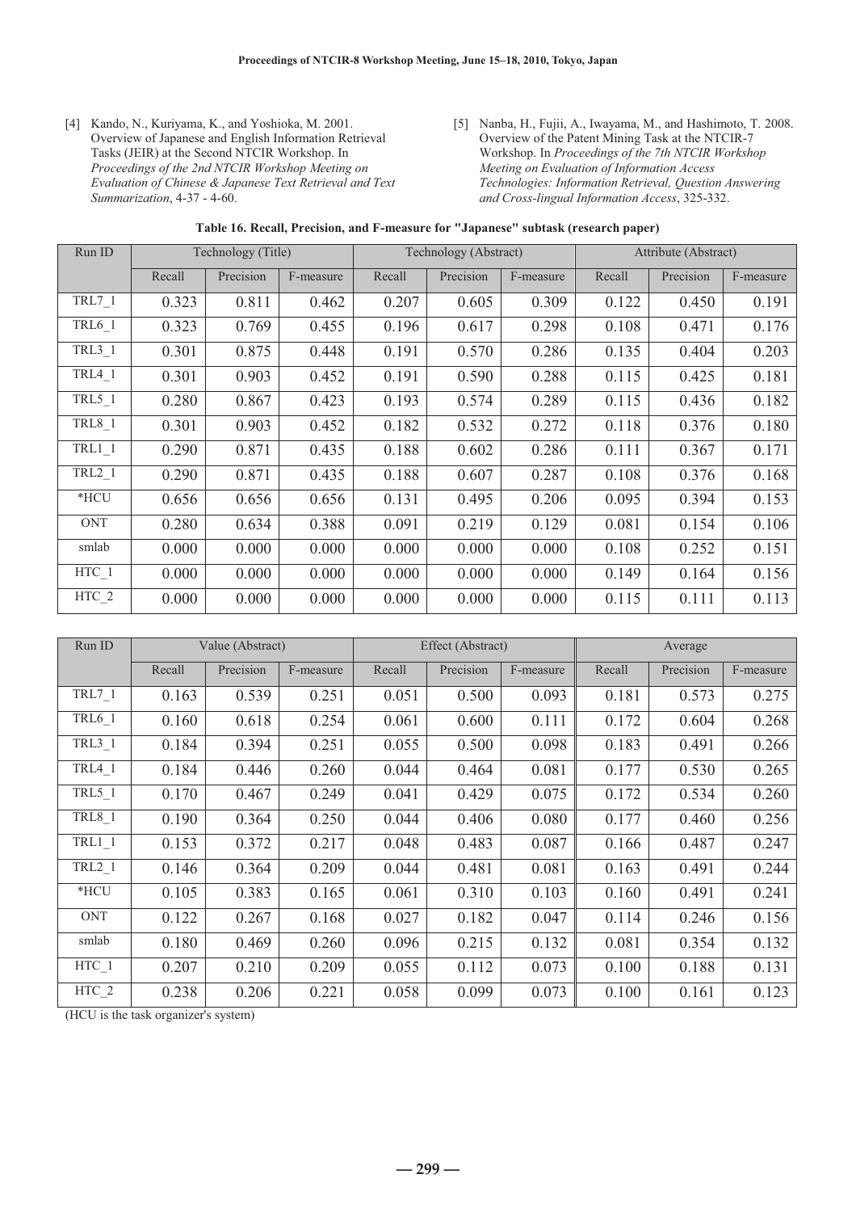[4] Kando, N., Kuriyama, K., and Yoshioka, M. 2001. Overview of Japanese and English Information Retrieval Tasks (JEIR) at the Second NTCIR Workshop. In *Proceedings of the 2nd NTCIR Workshop Meeting on Evaluation of Chinese & Japanese Text Retrieval and Text Summarization*, 4-37 - 4-60.

[5] Nanba, H., Fujii, A., Iwayama, M., and Hashimoto, T. 2008. Overview of the Patent Mining Task at the NTCIR-7 Workshop. In *Proceedings of the 7th NTCIR Workshop Meeting on Evaluation of Information Access Technologies: Information Retrieval, Question Answering and Cross-lingual Information Access*, 325-332.

**Table 16. Recall, Precision, and F-measure for "Japanese" subtask (research paper)**

| Run ID | Technology (Title) | | | Technology (Abstract) | | | Attribute (Abstract) | | |
|---|---|---|---|---|---|---|---|---|---|
| | Recall | Precision | F-measure | Recall | Precision | F-measure | Recall | Precision | F-measure |
| TRL7_1 | 0.323 | 0.811 | 0.462 | 0.207 | 0.605 | 0.309 | 0.122 | 0.450 | 0.191 |
| TRL6_1 | 0.323 | 0.769 | 0.455 | 0.196 | 0.617 | 0.298 | 0.108 | 0.471 | 0.176 |
| TRL3_1 | 0.301 | 0.875 | 0.448 | 0.191 | 0.570 | 0.286 | 0.135 | 0.404 | 0.203 |
| TRL4_1 | 0.301 | 0.903 | 0.452 | 0.191 | 0.590 | 0.288 | 0.115 | 0.425 | 0.181 |
| TRL5_1 | 0.280 | 0.867 | 0.423 | 0.193 | 0.574 | 0.289 | 0.115 | 0.436 | 0.182 |
| TRL8_1 | 0.301 | 0.903 | 0.452 | 0.182 | 0.532 | 0.272 | 0.118 | 0.376 | 0.180 |
| TRL1_1 | 0.290 | 0.871 | 0.435 | 0.188 | 0.602 | 0.286 | 0.111 | 0.367 | 0.171 |
| TRL2_1 | 0.290 | 0.871 | 0.435 | 0.188 | 0.607 | 0.287 | 0.108 | 0.376 | 0.168 |
| *HCU | 0.656 | 0.656 | 0.656 | 0.131 | 0.495 | 0.206 | 0.095 | 0.394 | 0.153 |
| ONT | 0.280 | 0.634 | 0.388 | 0.091 | 0.219 | 0.129 | 0.081 | 0.154 | 0.106 |
| smlab | 0.000 | 0.000 | 0.000 | 0.000 | 0.000 | 0.000 | 0.108 | 0.252 | 0.151 |
| HTC_1 | 0.000 | 0.000 | 0.000 | 0.000 | 0.000 | 0.000 | 0.149 | 0.164 | 0.156 |
| HTC_2 | 0.000 | 0.000 | 0.000 | 0.000 | 0.000 | 0.000 | 0.115 | 0.111 | 0.113 |

| Run ID | Value (Abstract) | | | Effect (Abstract) | | | Average | | |
|---|---|---|---|---|---|---|---|---|---|
| | Recall | Precision | F-measure | Recall | Precision | F-measure | Recall | Precision | F-measure |
| TRL7_1 | 0.163 | 0.539 | 0.251 | 0.051 | 0.500 | 0.093 | 0.181 | 0.573 | 0.275 |
| TRL6_1 | 0.160 | 0.618 | 0.254 | 0.061 | 0.600 | 0.111 | 0.172 | 0.604 | 0.268 |
| TRL3_1 | 0.184 | 0.394 | 0.251 | 0.055 | 0.500 | 0.098 | 0.183 | 0.491 | 0.266 |
| TRL4_1 | 0.184 | 0.446 | 0.260 | 0.044 | 0.464 | 0.081 | 0.177 | 0.530 | 0.265 |
| TRL5_1 | 0.170 | 0.467 | 0.249 | 0.041 | 0.429 | 0.075 | 0.172 | 0.534 | 0.260 |
| TRL8_1 | 0.190 | 0.364 | 0.250 | 0.044 | 0.406 | 0.080 | 0.177 | 0.460 | 0.256 |
| TRL1_1 | 0.153 | 0.372 | 0.217 | 0.048 | 0.483 | 0.087 | 0.166 | 0.487 | 0.247 |
| TRL2_1 | 0.146 | 0.364 | 0.209 | 0.044 | 0.481 | 0.081 | 0.163 | 0.491 | 0.244 |
| *HCU | 0.105 | 0.383 | 0.165 | 0.061 | 0.310 | 0.103 | 0.160 | 0.491 | 0.241 |
| ONT | 0.122 | 0.267 | 0.168 | 0.027 | 0.182 | 0.047 | 0.114 | 0.246 | 0.156 |
| smlab | 0.180 | 0.469 | 0.260 | 0.096 | 0.215 | 0.132 | 0.081 | 0.354 | 0.132 |
| HTC_1 | 0.207 | 0.210 | 0.209 | 0.055 | 0.112 | 0.073 | 0.100 | 0.188 | 0.131 |
| HTC_2 | 0.238 | 0.206 | 0.221 | 0.058 | 0.099 | 0.073 | 0.100 | 0.161 | 0.123 |

(HCU is the task organizer's system)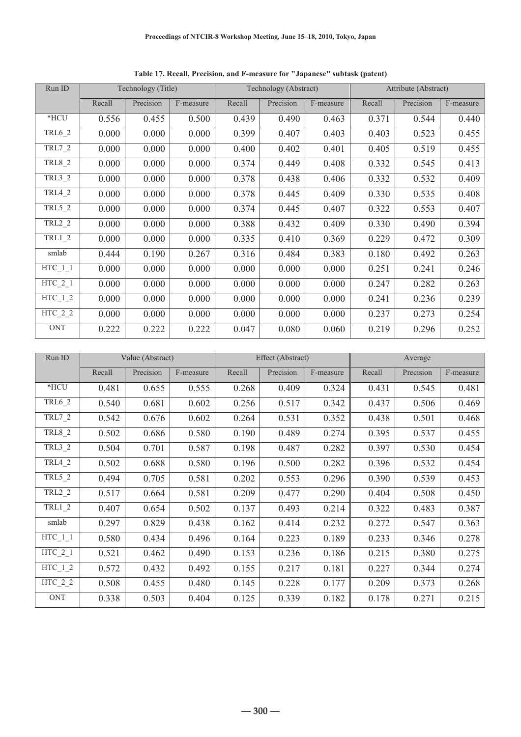**Table 17. Recall, Precision, and F-measure for "Japanese" subtask (patent)**

| Run ID | Technology (Title) | | | Technology (Abstract) | | | Attribute (Abstract) | | |
|---|---|---|---|---|---|---|---|---|---|
| | Recall | Precision | F-measure | Recall | Precision | F-measure | Recall | Precision | F-measure |
| *HCU | 0.556 | 0.455 | 0.500 | 0.439 | 0.490 | 0.463 | 0.371 | 0.544 | 0.440 |
| TRL6_2 | 0.000 | 0.000 | 0.000 | 0.399 | 0.407 | 0.403 | 0.403 | 0.523 | 0.455 |
| TRL7_2 | 0.000 | 0.000 | 0.000 | 0.400 | 0.402 | 0.401 | 0.405 | 0.519 | 0.455 |
| TRL8_2 | 0.000 | 0.000 | 0.000 | 0.374 | 0.449 | 0.408 | 0.332 | 0.545 | 0.413 |
| TRL3_2 | 0.000 | 0.000 | 0.000 | 0.378 | 0.438 | 0.406 | 0.332 | 0.532 | 0.409 |
| TRL4_2 | 0.000 | 0.000 | 0.000 | 0.378 | 0.445 | 0.409 | 0.330 | 0.535 | 0.408 |
| TRL5_2 | 0.000 | 0.000 | 0.000 | 0.374 | 0.445 | 0.407 | 0.322 | 0.553 | 0.407 |
| TRL2_2 | 0.000 | 0.000 | 0.000 | 0.388 | 0.432 | 0.409 | 0.330 | 0.490 | 0.394 |
| TRL1_2 | 0.000 | 0.000 | 0.000 | 0.335 | 0.410 | 0.369 | 0.229 | 0.472 | 0.309 |
| smlab | 0.444 | 0.190 | 0.267 | 0.316 | 0.484 | 0.383 | 0.180 | 0.492 | 0.263 |
| HTC_1_1 | 0.000 | 0.000 | 0.000 | 0.000 | 0.000 | 0.000 | 0.251 | 0.241 | 0.246 |
| HTC_2_1 | 0.000 | 0.000 | 0.000 | 0.000 | 0.000 | 0.000 | 0.247 | 0.282 | 0.263 |
| HTC_1_2 | 0.000 | 0.000 | 0.000 | 0.000 | 0.000 | 0.000 | 0.241 | 0.236 | 0.239 |
| HTC_2_2 | 0.000 | 0.000 | 0.000 | 0.000 | 0.000 | 0.000 | 0.237 | 0.273 | 0.254 |
| ONT | 0.222 | 0.222 | 0.222 | 0.047 | 0.080 | 0.060 | 0.219 | 0.296 | 0.252 |

| Run ID | Value (Abstract) | | | Effect (Abstract) | | | Average | | |
|---|---|---|---|---|---|---|---|---|---|
| | Recall | Precision | F-measure | Recall | Precision | F-measure | Recall | Precision | F-measure |
| *HCU | 0.481 | 0.655 | 0.555 | 0.268 | 0.409 | 0.324 | 0.431 | 0.545 | 0.481 |
| TRL6_2 | 0.540 | 0.681 | 0.602 | 0.256 | 0.517 | 0.342 | 0.437 | 0.506 | 0.469 |
| TRL7_2 | 0.542 | 0.676 | 0.602 | 0.264 | 0.531 | 0.352 | 0.438 | 0.501 | 0.468 |
| TRL8_2 | 0.502 | 0.686 | 0.580 | 0.190 | 0.489 | 0.274 | 0.395 | 0.537 | 0.455 |
| TRL3_2 | 0.504 | 0.701 | 0.587 | 0.198 | 0.487 | 0.282 | 0.397 | 0.530 | 0.454 |
| TRL4_2 | 0.502 | 0.688 | 0.580 | 0.196 | 0.500 | 0.282 | 0.396 | 0.532 | 0.454 |
| TRL5_2 | 0.494 | 0.705 | 0.581 | 0.202 | 0.553 | 0.296 | 0.390 | 0.539 | 0.453 |
| TRL2_2 | 0.517 | 0.664 | 0.581 | 0.209 | 0.477 | 0.290 | 0.404 | 0.508 | 0.450 |
| TRL1_2 | 0.407 | 0.654 | 0.502 | 0.137 | 0.493 | 0.214 | 0.322 | 0.483 | 0.387 |
| smlab | 0.297 | 0.829 | 0.438 | 0.162 | 0.414 | 0.232 | 0.272 | 0.547 | 0.363 |
| HTC_1_1 | 0.580 | 0.434 | 0.496 | 0.164 | 0.223 | 0.189 | 0.233 | 0.346 | 0.278 |
| HTC_2_1 | 0.521 | 0.462 | 0.490 | 0.153 | 0.236 | 0.186 | 0.215 | 0.380 | 0.275 |
| HTC_1_2 | 0.572 | 0.432 | 0.492 | 0.155 | 0.217 | 0.181 | 0.227 | 0.344 | 0.274 |
| HTC_2_2 | 0.508 | 0.455 | 0.480 | 0.145 | 0.228 | 0.177 | 0.209 | 0.373 | 0.268 |
| ONT | 0.338 | 0.503 | 0.404 | 0.125 | 0.339 | 0.182 | 0.178 | 0.271 | 0.215 |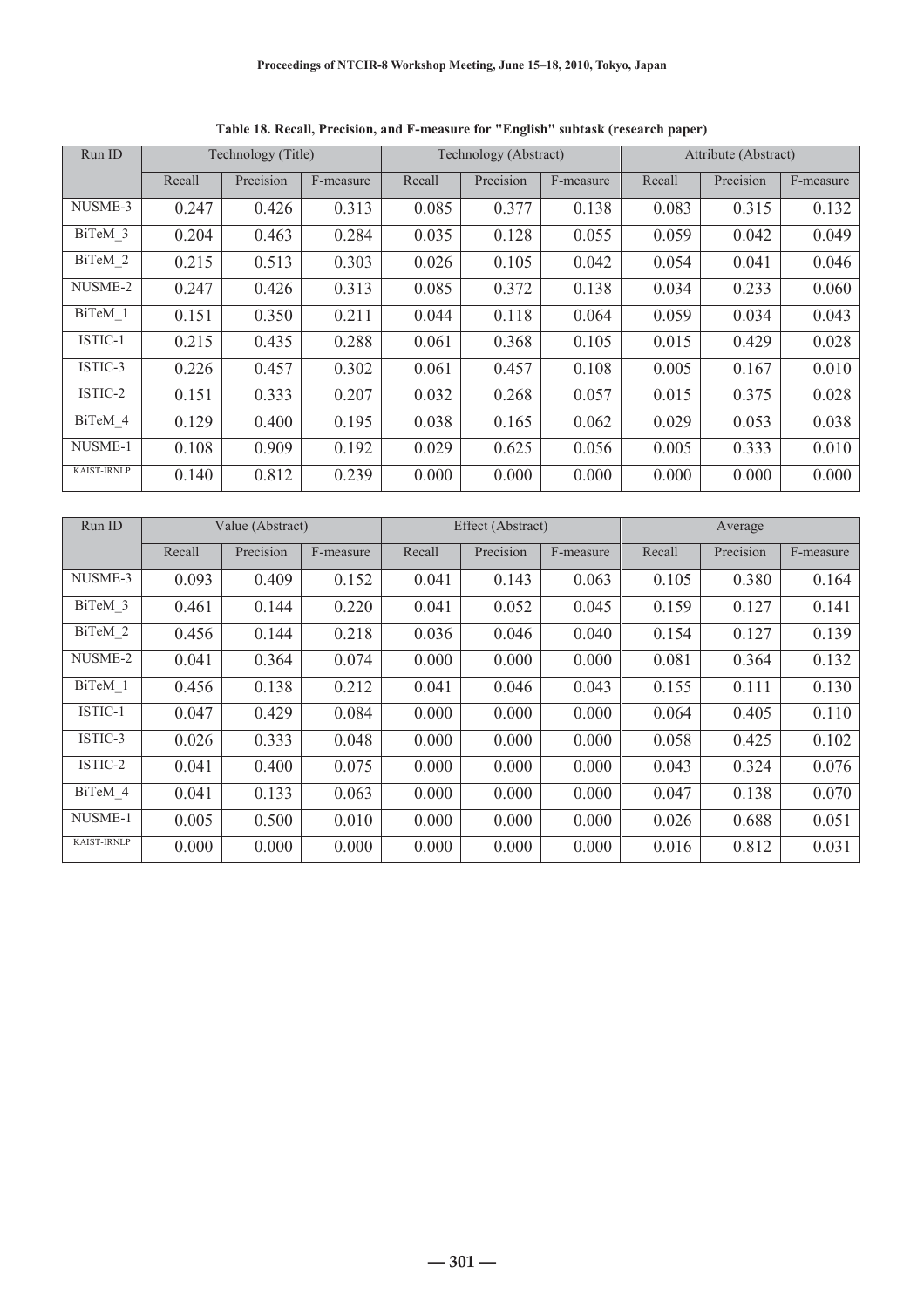**Table 18. Recall, Precision, and F-measure for "English" subtask (research paper)**

| Run ID | Technology (Title) | | | Technology (Abstract) | | | Attribute (Abstract) | | |
|---|---|---|---|---|---|---|---|---|---|
| | Recall | Precision | F-measure | Recall | Precision | F-measure | Recall | Precision | F-measure |
| NUSME-3 | 0.247 | 0.426 | 0.313 | 0.085 | 0.377 | 0.138 | 0.083 | 0.315 | 0.132 |
| BiTeM_3 | 0.204 | 0.463 | 0.284 | 0.035 | 0.128 | 0.055 | 0.059 | 0.042 | 0.049 |
| BiTeM_2 | 0.215 | 0.513 | 0.303 | 0.026 | 0.105 | 0.042 | 0.054 | 0.041 | 0.046 |
| NUSME-2 | 0.247 | 0.426 | 0.313 | 0.085 | 0.372 | 0.138 | 0.034 | 0.233 | 0.060 |
| BiTeM_1 | 0.151 | 0.350 | 0.211 | 0.044 | 0.118 | 0.064 | 0.059 | 0.034 | 0.043 |
| ISTIC-1 | 0.215 | 0.435 | 0.288 | 0.061 | 0.368 | 0.105 | 0.015 | 0.429 | 0.028 |
| ISTIC-3 | 0.226 | 0.457 | 0.302 | 0.061 | 0.457 | 0.108 | 0.005 | 0.167 | 0.010 |
| ISTIC-2 | 0.151 | 0.333 | 0.207 | 0.032 | 0.268 | 0.057 | 0.015 | 0.375 | 0.028 |
| BiTeM_4 | 0.129 | 0.400 | 0.195 | 0.038 | 0.165 | 0.062 | 0.029 | 0.053 | 0.038 |
| NUSME-1 | 0.108 | 0.909 | 0.192 | 0.029 | 0.625 | 0.056 | 0.005 | 0.333 | 0.010 |
| KAIST-IRNLP | 0.140 | 0.812 | 0.239 | 0.000 | 0.000 | 0.000 | 0.000 | 0.000 | 0.000 |

| Run ID | Value (Abstract) | | | Effect (Abstract) | | | Average | | |
|---|---|---|---|---|---|---|---|---|---|
| | Recall | Precision | F-measure | Recall | Precision | F-measure | Recall | Precision | F-measure |
| NUSME-3 | 0.093 | 0.409 | 0.152 | 0.041 | 0.143 | 0.063 | 0.105 | 0.380 | 0.164 |
| BiTeM_3 | 0.461 | 0.144 | 0.220 | 0.041 | 0.052 | 0.045 | 0.159 | 0.127 | 0.141 |
| BiTeM_2 | 0.456 | 0.144 | 0.218 | 0.036 | 0.046 | 0.040 | 0.154 | 0.127 | 0.139 |
| NUSME-2 | 0.041 | 0.364 | 0.074 | 0.000 | 0.000 | 0.000 | 0.081 | 0.364 | 0.132 |
| BiTeM_1 | 0.456 | 0.138 | 0.212 | 0.041 | 0.046 | 0.043 | 0.155 | 0.111 | 0.130 |
| ISTIC-1 | 0.047 | 0.429 | 0.084 | 0.000 | 0.000 | 0.000 | 0.064 | 0.405 | 0.110 |
| ISTIC-3 | 0.026 | 0.333 | 0.048 | 0.000 | 0.000 | 0.000 | 0.058 | 0.425 | 0.102 |
| ISTIC-2 | 0.041 | 0.400 | 0.075 | 0.000 | 0.000 | 0.000 | 0.043 | 0.324 | 0.076 |
| BiTeM_4 | 0.041 | 0.133 | 0.063 | 0.000 | 0.000 | 0.000 | 0.047 | 0.138 | 0.070 |
| NUSME-1 | 0.005 | 0.500 | 0.010 | 0.000 | 0.000 | 0.000 | 0.026 | 0.688 | 0.051 |
| KAIST-IRNLP | 0.000 | 0.000 | 0.000 | 0.000 | 0.000 | 0.000 | 0.016 | 0.812 | 0.031 |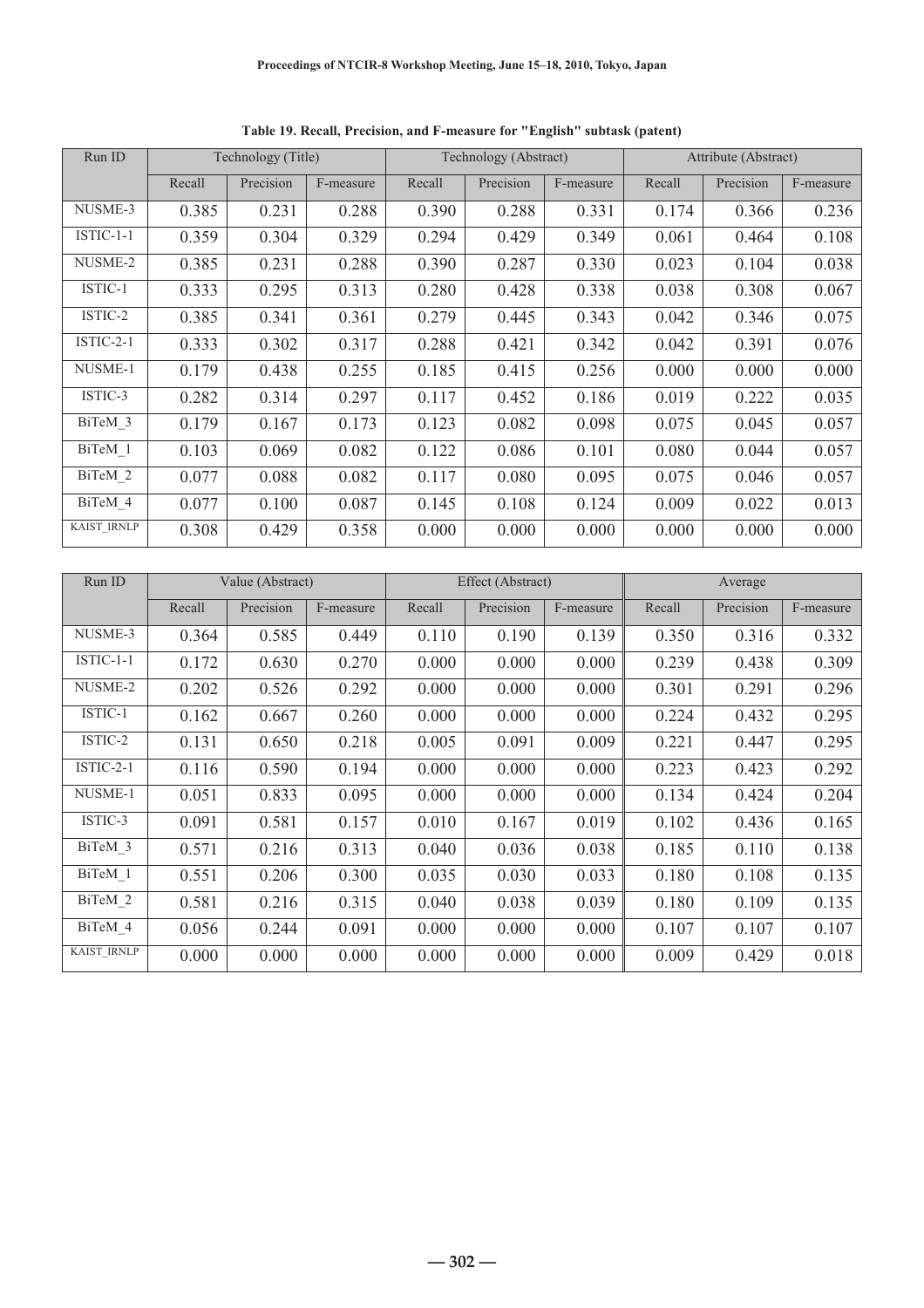**Table 19. Recall, Precision, and F-measure for "English" subtask (patent)**

| Run ID | Technology (Title) | | | Technology (Abstract) | | | Attribute (Abstract) | | |
|---|---|---|---|---|---|---|---|---|---|
| | Recall | Precision | F-measure | Recall | Precision | F-measure | Recall | Precision | F-measure |
| NUSME-3 | 0.385 | 0.231 | 0.288 | 0.390 | 0.288 | 0.331 | 0.174 | 0.366 | 0.236 |
| ISTIC-1-1 | 0.359 | 0.304 | 0.329 | 0.294 | 0.429 | 0.349 | 0.061 | 0.464 | 0.108 |
| NUSME-2 | 0.385 | 0.231 | 0.288 | 0.390 | 0.287 | 0.330 | 0.023 | 0.104 | 0.038 |
| ISTIC-1 | 0.333 | 0.295 | 0.313 | 0.280 | 0.428 | 0.338 | 0.038 | 0.308 | 0.067 |
| ISTIC-2 | 0.385 | 0.341 | 0.361 | 0.279 | 0.445 | 0.343 | 0.042 | 0.346 | 0.075 |
| ISTIC-2-1 | 0.333 | 0.302 | 0.317 | 0.288 | 0.421 | 0.342 | 0.042 | 0.391 | 0.076 |
| NUSME-1 | 0.179 | 0.438 | 0.255 | 0.185 | 0.415 | 0.256 | 0.000 | 0.000 | 0.000 |
| ISTIC-3 | 0.282 | 0.314 | 0.297 | 0.117 | 0.452 | 0.186 | 0.019 | 0.222 | 0.035 |
| BiTeM_3 | 0.179 | 0.167 | 0.173 | 0.123 | 0.082 | 0.098 | 0.075 | 0.045 | 0.057 |
| BiTeM_1 | 0.103 | 0.069 | 0.082 | 0.122 | 0.086 | 0.101 | 0.080 | 0.044 | 0.057 |
| BiTeM_2 | 0.077 | 0.088 | 0.082 | 0.117 | 0.080 | 0.095 | 0.075 | 0.046 | 0.057 |
| BiTeM_4 | 0.077 | 0.100 | 0.087 | 0.145 | 0.108 | 0.124 | 0.009 | 0.022 | 0.013 |
| KAIST_IRNLP | 0.308 | 0.429 | 0.358 | 0.000 | 0.000 | 0.000 | 0.000 | 0.000 | 0.000 |

| Run ID | Value (Abstract) | | | Effect (Abstract) | | | Average | | |
|---|---|---|---|---|---|---|---|---|---|
| | Recall | Precision | F-measure | Recall | Precision | F-measure | Recall | Precision | F-measure |
| NUSME-3 | 0.364 | 0.585 | 0.449 | 0.110 | 0.190 | 0.139 | 0.350 | 0.316 | 0.332 |
| ISTIC-1-1 | 0.172 | 0.630 | 0.270 | 0.000 | 0.000 | 0.000 | 0.239 | 0.438 | 0.309 |
| NUSME-2 | 0.202 | 0.526 | 0.292 | 0.000 | 0.000 | 0.000 | 0.301 | 0.291 | 0.296 |
| ISTIC-1 | 0.162 | 0.667 | 0.260 | 0.000 | 0.000 | 0.000 | 0.224 | 0.432 | 0.295 |
| ISTIC-2 | 0.131 | 0.650 | 0.218 | 0.005 | 0.091 | 0.009 | 0.221 | 0.447 | 0.295 |
| ISTIC-2-1 | 0.116 | 0.590 | 0.194 | 0.000 | 0.000 | 0.000 | 0.223 | 0.423 | 0.292 |
| NUSME-1 | 0.051 | 0.833 | 0.095 | 0.000 | 0.000 | 0.000 | 0.134 | 0.424 | 0.204 |
| ISTIC-3 | 0.091 | 0.581 | 0.157 | 0.010 | 0.167 | 0.019 | 0.102 | 0.436 | 0.165 |
| BiTeM_3 | 0.571 | 0.216 | 0.313 | 0.040 | 0.036 | 0.038 | 0.185 | 0.110 | 0.138 |
| BiTeM_1 | 0.551 | 0.206 | 0.300 | 0.035 | 0.030 | 0.033 | 0.180 | 0.108 | 0.135 |
| BiTeM_2 | 0.581 | 0.216 | 0.315 | 0.040 | 0.038 | 0.039 | 0.180 | 0.109 | 0.135 |
| BiTeM_4 | 0.056 | 0.244 | 0.091 | 0.000 | 0.000 | 0.000 | 0.107 | 0.107 | 0.107 |
| KAIST_IRNLP | 0.000 | 0.000 | 0.000 | 0.000 | 0.000 | 0.000 | 0.009 | 0.429 | 0.018 |